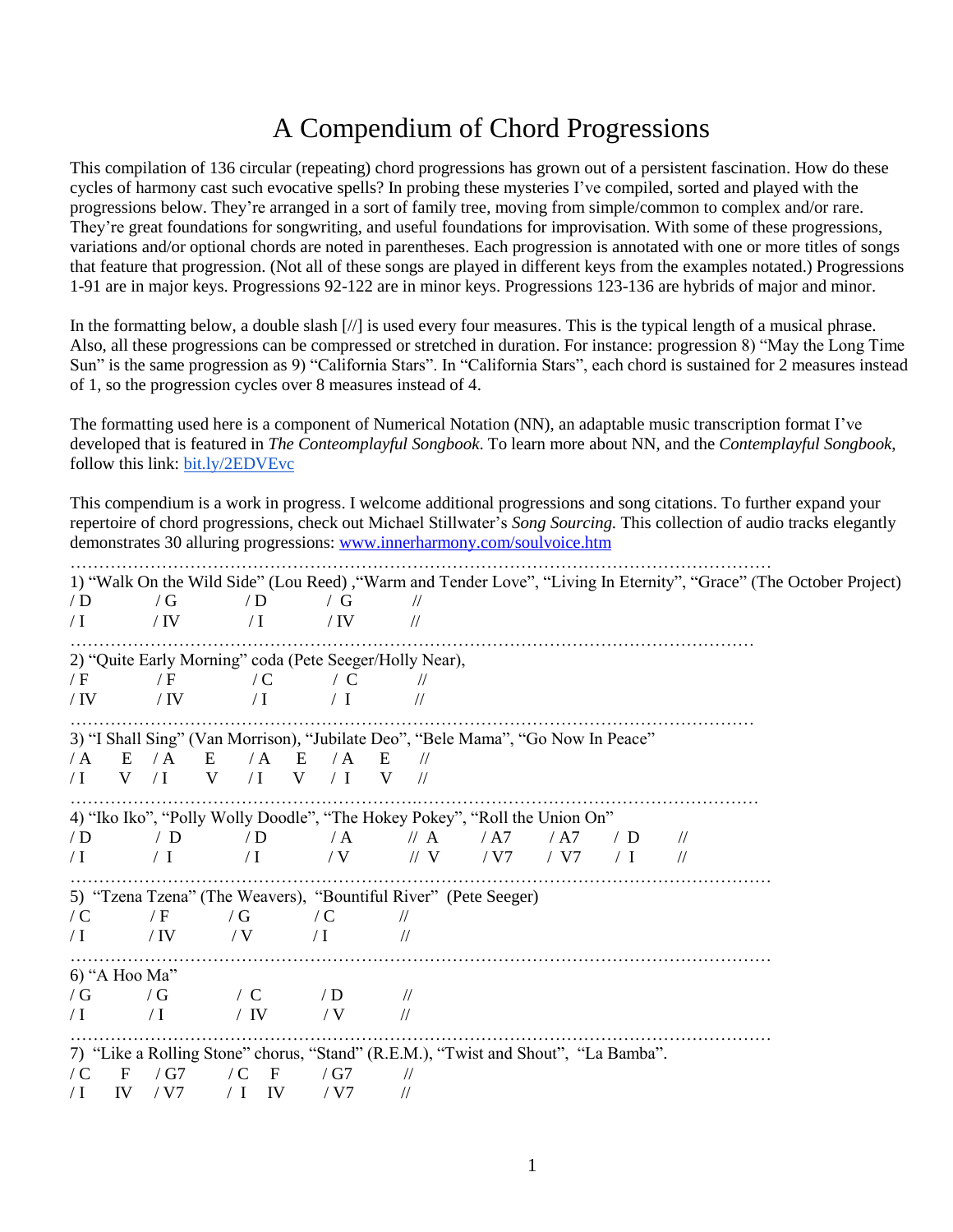# A Compendium of Chord Progressions

This compilation of 136 circular (repeating) chord progressions has grown out of a persistent fascination. How do these cycles of harmony cast such evocative spells? In probing these mysteries I've compiled, sorted and played with the progressions below. They're arranged in a sort of family tree, moving from simple/common to complex and/or rare. They're great foundations for songwriting, and useful foundations for improvisation. With some of these progressions, variations and/or optional chords are noted in parentheses. Each progression is annotated with one or more titles of songs that feature that progression. (Not all of these songs are played in different keys from the examples notated.) Progressions 1-91 are in major keys. Progressions 92-122 are in minor keys. Progressions 123-136 are hybrids of major and minor.

In the formatting below, a double slash [//] is used every four measures. This is the typical length of a musical phrase. Also, all these progressions can be compressed or stretched in duration. For instance: progression 8) "May the Long Time Sun" is the same progression as 9) "California Stars". In "California Stars", each chord is sustained for 2 measures instead of 1, so the progression cycles over 8 measures instead of 4.

The formatting used here is a component of Numerical Notation (NN), an adaptable music transcription format I've developed that is featured in *The Conteomplayful Songbook*. To learn more about NN, and the *Contemplayful Songbook*, follow this link: bit.ly/2EDVEvc

This compendium is a work in progress. I welcome additional progressions and song citations. To further expand your repertoire of chord progressions, check out Michael Stillwater's *Song Sourcing.* This collection of audio tracks elegantly demonstrates 30 alluring progressions: www.innerharmony.com/soulvoice.htm

…………………………………………………………………………………………………………

1) "Walk On the Wild Side" (Lou Reed) ,"Warm and Tender Love", "Living In Eternity", "Grace" (The October Project)

```
/ D       / G       / D       / G       //
/ I       / IV      / I       / IV      //
```

…………………………………………………………………………………………………………

2) "Quite Early Morning" coda (Pete Seeger/Holly Near),

```
/ F       / F       / C       / C       //
/ IV      / IV      / I       / I       //
```

…………………………………………………………………………………………………………

3) "I Shall Sing" (Van Morrison), "Jubilate Deo", "Bele Mama", "Go Now In Peace"

```
/ A   E   / A   E   / A   E   / A   E   //
/ I   V   / I   V   / I   V   / I   V   //
```

…………………………………………………………………………………………………………

4) "Iko Iko", "Polly Wolly Doodle", "The Hokey Pokey", "Roll the Union On"

```
/ D     / D     / D     / A     // A     / A7    / A7    / D     //
/ I     / I     / I     / V     // V     / V7    / V7    / I     //
```

…………………………………………………………………………………………………………

5) "Tzena Tzena" (The Weavers), "Bountiful River" (Pete Seeger)

```
/ C       / F       / G       / C       //
/ I       / IV      / V       / I       //
```

…………………………………………………………………………………………………………

6) "A Hoo Ma"

```
/ G       / G       / C       / D       //
/ I       / I       / IV      / V       //
```

…………………………………………………………………………………………………………

7) "Like a Rolling Stone" chorus, "Stand" (R.E.M.), "Twist and Shout", "La Bamba".

```
/ C   F   / G7      / C   F   / G7      //
/ I   IV  / V7      / I   IV  / V7      //
```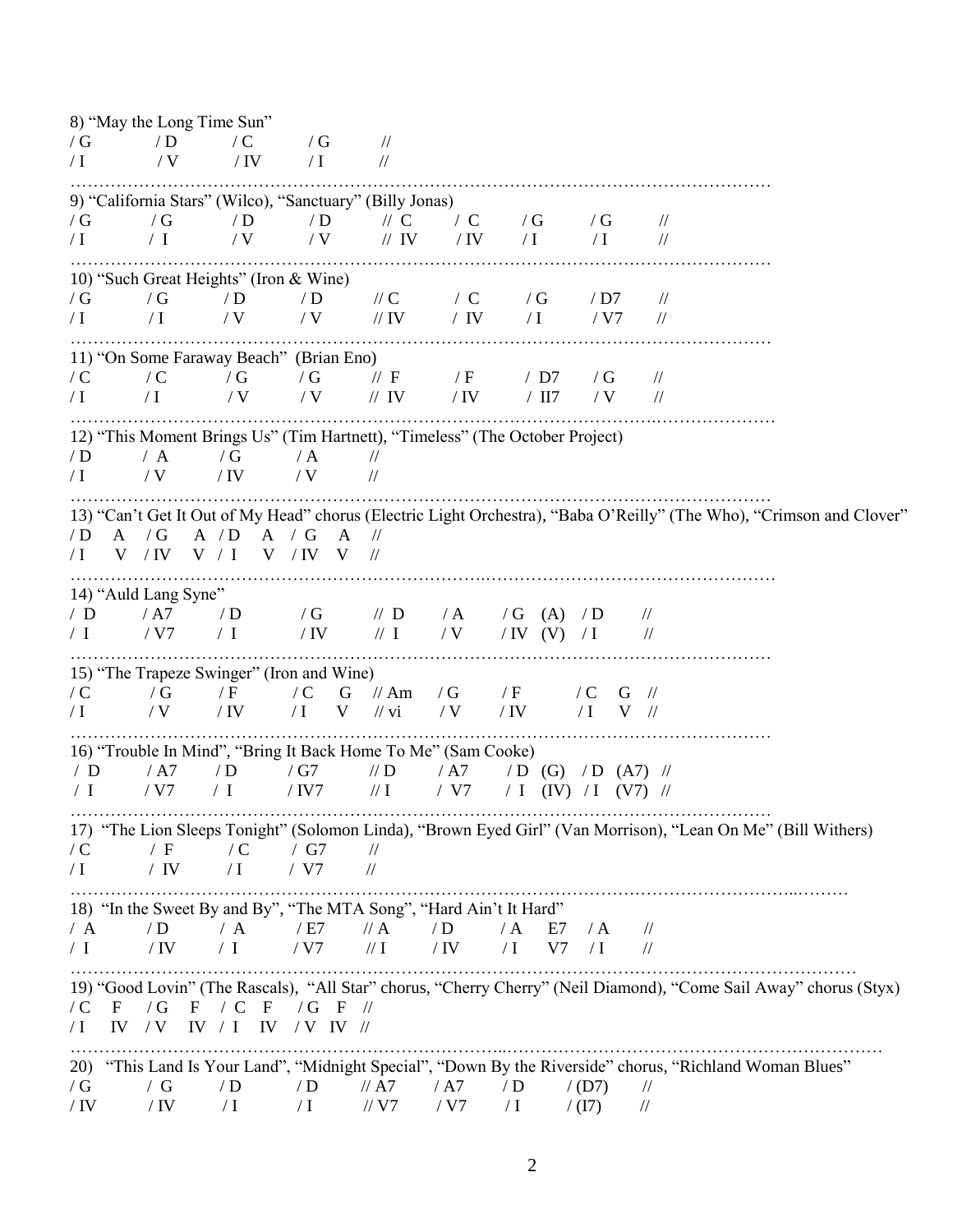8) "May the Long Time Sun"

```
/ G     / D     / C     / G     //
/ I     / V     / IV    / I     //
```

…………………………………………………………………………………………………………………

9) "California Stars" (Wilco), "Sanctuary" (Billy Jonas)

```
/ G     / G     / D     / D     // C    / C     / G     / G     //
/ I     / I     / V     / V     // IV   / IV    / I     / I     //
```

…………………………………………………………………………………………………………………

10) "Such Great Heights" (Iron & Wine)

```
/ G     / G     / D     / D     // C    / C     / G     / D7    //
/ I     / I     / V     / V     // IV   / IV    / I     / V7    //
```

…………………………………………………………………………………………………………………

11) "On Some Faraway Beach" (Brian Eno)

```
/ C     / C     / G     / G     // F    / F     / D7    / G     //
/ I     / I     / V     / V     // IV   / IV    / II7   / V     //
```

…………………………………………………………………………………………………………………

12) "This Moment Brings Us" (Tim Hartnett), "Timeless" (The October Project)

```
/ D     / A     / G     / A     //
/ I     / V     / IV    / V     //
```

…………………………………………………………………………………………………………………

13) "Can't Get It Out of My Head" chorus (Electric Light Orchestra), "Baba O'Reilly" (The Who), "Crimson and Clover"

```
/ D  A   / G  A   / D  A   / G  A   //
/ I  V   / IV V   / I  V   / IV V   //
```

…………………………………………………………………………………………………………………

14) "Auld Lang Syne"

```
/ D     / A7    / D     / G     // D    / A     / G  (A)   / D   //
/ I     / V7    / I     / IV    // I    / V     / IV (V)   / I   //
```

…………………………………………………………………………………………………………………

15) "The Trapeze Swinger" (Iron and Wine)

```
/ C     / G     / F     / C  G   // Am   / G     / F     / C  G   //
/ I     / V     / IV    / I  V   // vi   / V     / IV    / I  V   //
```

…………………………………………………………………………………………………………………

16) "Trouble In Mind", "Bring It Back Home To Me" (Sam Cooke)

```
/ D     / A7    / D     / G7    // D    / A7    / D  (G)    / D  (A7)  //
/ I     / V7    / I     / IV7   // I    / V7    / I  (IV)   / I  (V7)  //
```

…………………………………………………………………………………………………………………

17) "The Lion Sleeps Tonight" (Solomon Linda), "Brown Eyed Girl" (Van Morrison), "Lean On Me" (Bill Withers)

```
/ C     / F     / C     / G7    //
/ I     / IV    / I     / V7    //
```

…………………………………………………………………………………………………………………

18) "In the Sweet By and By", "The MTA Song", "Hard Ain't It Hard"

```
/ A     / D     / A     / E7    // A    / D     / A   E7   / A   //
/ I     / IV    / I     / V7    // I    / IV    / I   V7   / I   //
```

…………………………………………………………………………………………………………………

19) "Good Lovin" (The Rascals), "All Star" chorus, "Cherry Cherry" (Neil Diamond), "Come Sail Away" chorus (Styx)

```
/ C  F    / G  F    / C  F    / G  F   //
/ I  IV   / V  IV   / I  IV   / V  IV  //
```

…………………………………………………………………………………………………………………

20) "This Land Is Your Land", "Midnight Special", "Down By the Riverside" chorus, "Richland Woman Blues"

```
/ G     / G     / D     / D     // A7   / A7    / D     / (D7)  //
/ IV    / IV    / I     / I     // V7   / V7    / I     / (I7)  //
```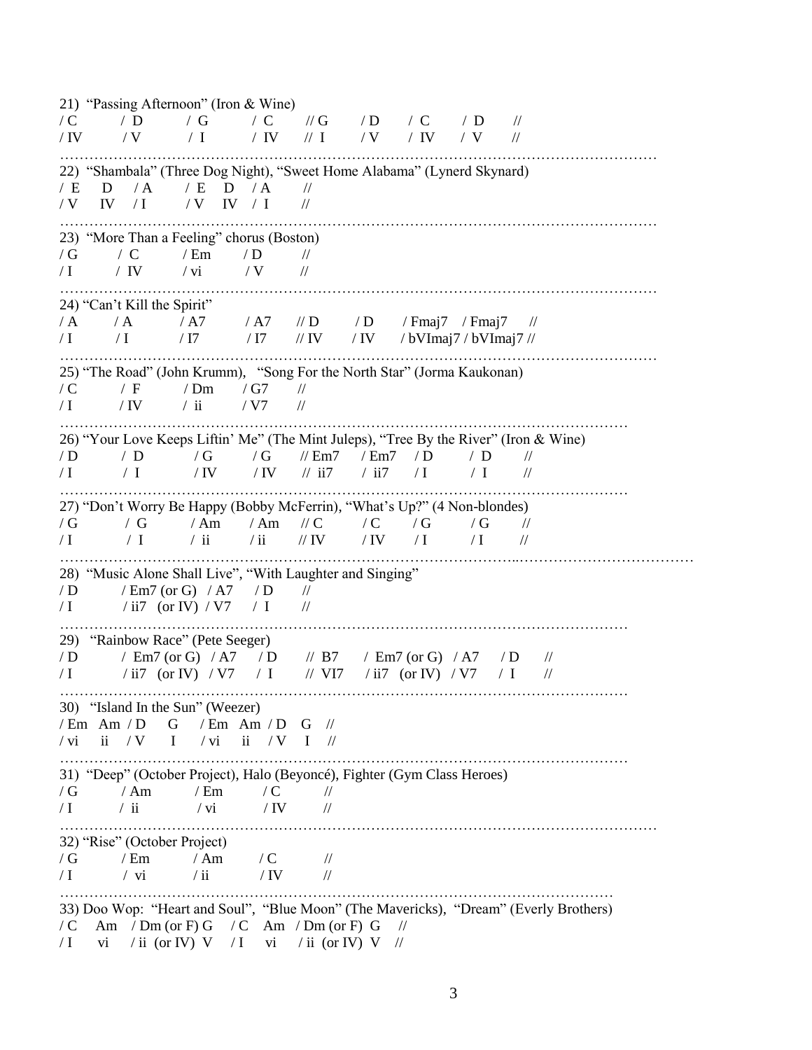21) "Passing Afternoon" (Iron & Wine)

```
/ C      / D      / G      / C      // G     / D      / C      / D      //
/ IV     / V      / I      / IV     // I     / V      / IV     / V      //
```

…………………………………………………………………………………………………………

22) "Shambala" (Three Dog Night), "Sweet Home Alabama" (Lynerd Skynard)

```
/ E   D   / A     / E   D   / A     //
/ V   IV  / I     / V   IV  / I     //
```

…………………………………………………………………………………………………………

23) "More Than a Feeling" chorus (Boston)

```
/ G      / C      / Em     / D      //
/ I      / IV     / vi     / V      //
```

…………………………………………………………………………………………………………

24) "Can't Kill the Spirit"

```
/ A      / A      / A7     / A7     // D     / D      / Fmaj7   / Fmaj7   //
/ I      / I      / I7     / I7     // IV    / IV     / bVImaj7 / bVImaj7 //
```

…………………………………………………………………………………………………………

25) "The Road" (John Krumm), "Song For the North Star" (Jorma Kaukonan)

```
/ C      / F      / Dm     / G7     //
/ I      / IV     / ii     / V7     //
```

…………………………………………………………………………………………………………

26) "Your Love Keeps Liftin' Me" (The Mint Juleps), "Tree By the River" (Iron & Wine)

```
/ D      / D      / G      / G      // Em7   / Em7    / D      / D      //
/ I      / I      / IV     / IV     // ii7   / ii7    / I      / I      //
```

…………………………………………………………………………………………………………

27) "Don't Worry Be Happy (Bobby McFerrin), "What's Up?" (4 Non-blondes)

```
/ G      / G      / Am     / Am     // C     / C      / G      / G      //
/ I      / I      / ii     / ii     // IV    / IV     / I      / I      //
```

…………………………………………………………………………………………………………

28) "Music Alone Shall Live", "With Laughter and Singing"

```
/ D      / Em7 (or G)  / A7     / D      //
/ I      / ii7 (or IV) / V7     / I      //
```

…………………………………………………………………………………………………………

29) "Rainbow Race" (Pete Seeger)

```
/ D      / Em7 (or G)  / A7   / D    // B7    / Em7 (or G)  / A7   / D   //
/ I      / ii7 (or IV) / V7   / I    // VI7   / ii7 (or IV) / V7   / I   //
```

…………………………………………………………………………………………………………

30) "Island In the Sun" (Weezer)

```
/ Em  Am  / D   G    / Em  Am  / D   G   //
/ vi  ii  / V   I    / vi  ii  / V   I   //
```

…………………………………………………………………………………………………………

31) "Deep" (October Project), Halo (Beyoncé), Fighter (Gym Class Heroes)

```
/ G      / Am     / Em     / C      //
/ I      / ii     / vi     / IV     //
```

…………………………………………………………………………………………………………

32) "Rise" (October Project)

```
/ G      / Em     / Am     / C      //
/ I      / vi     / ii     / IV     //
```

…………………………………………………………………………………………………………

33) Doo Wop: "Heart and Soul", "Blue Moon" (The Mavericks), "Dream" (Everly Brothers)

```
/ C   Am   / Dm (or F) G    / C   Am   / Dm (or F) G    //
/ I   vi   / ii (or IV) V   / I   vi   / ii (or IV) V   //
```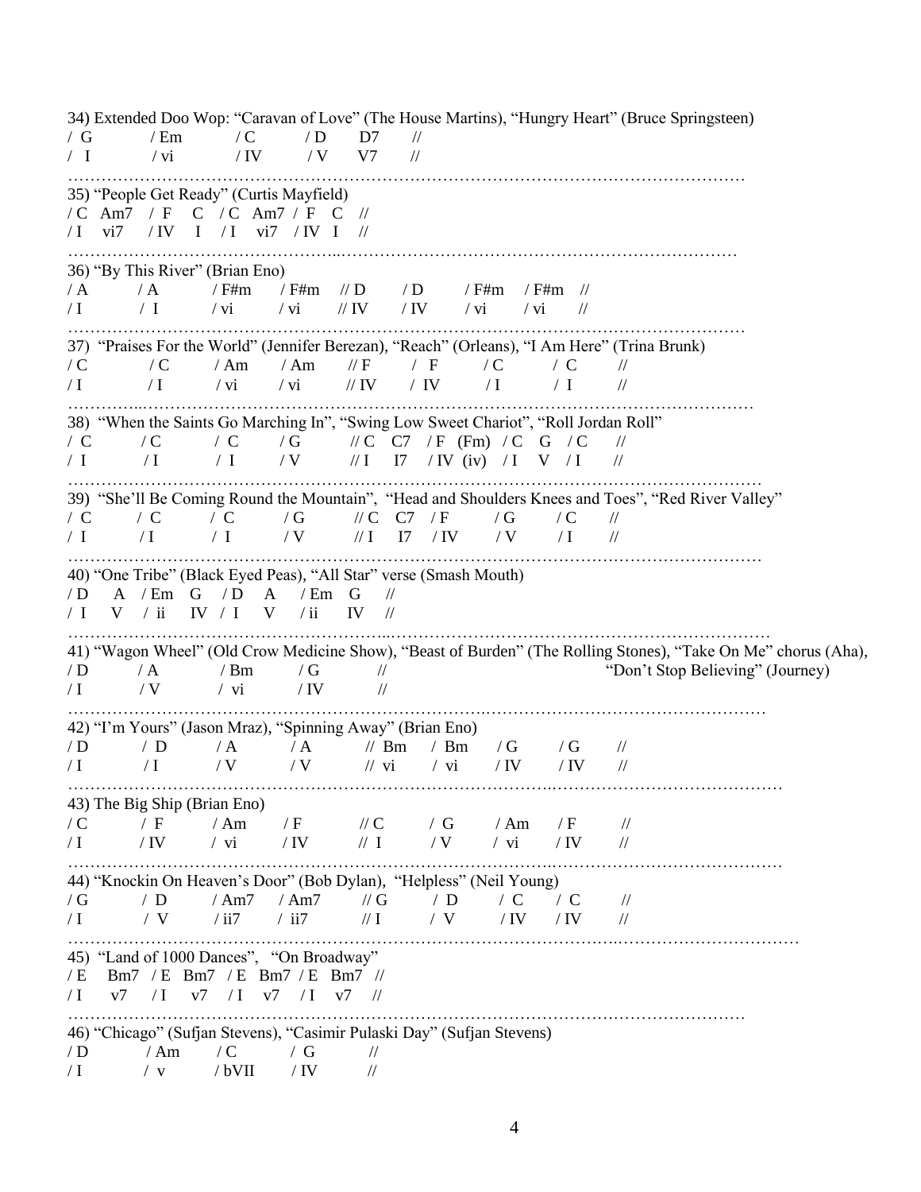34) Extended Doo Wop: "Caravan of Love" (The House Martins), "Hungry Heart" (Bruce Springsteen)

```
/ G        / Em       / C        / D     D7     //
/ I        / vi       / IV       / V     V7     //
```

…………………………………………………………………………………………………………

35) "People Get Ready" (Curtis Mayfield)

```
/ C   Am7   / F   C   / C   Am7  / F   C   //
/ I   vi7   / IV  I   / I   vi7  / IV  I   //
```

…………………………………………………………………………………………………………

36) "By This River" (Brian Eno)

```
/ A     / A     / F#m    / F#m    // D     / D     / F#m    / F#m   //
/ I     / I     / vi     / vi     // IV    / IV    / vi     / vi    //
```

…………………………………………………………………………………………………………

37) "Praises For the World" (Jennifer Berezan), "Reach" (Orleans), "I Am Here" (Trina Brunk)

```
/ C     / C     / Am    / Am    // F     / F     / C     / C     //
/ I     / I     / vi    / vi    // IV    / IV    / I     / I     //
```

…………………………………………………………………………………………………………

38) "When the Saints Go Marching In", "Swing Low Sweet Chariot", "Roll Jordan Roll"

```
/ C     / C     / C     / G     // C   C7   / F  (Fm)   / C   G   / C   //
/ I     / I     / I     / V     // I   I7   / IV (iv)   / I   V   / I   //
```

…………………………………………………………………………………………………………

39) "She'll Be Coming Round the Mountain", "Head and Shoulders Knees and Toes", "Red River Valley"

```
/ C     / C     / C     / G     // C   C7   / F     / G     / C    //
/ I     / I     / I     / V     // I   I7   / IV    / V     / I    //
```

…………………………………………………………………………………………………………

40) "One Tribe" (Black Eyed Peas), "All Star" verse (Smash Mouth)

```
/ D   A   / Em   G   / D   A   / Em   G   //
/ I   V   / ii   IV  / I   V   / ii   IV  //
```

…………………………………………………………………………………………………………

41) "Wagon Wheel" (Old Crow Medicine Show), "Beast of Burden" (The Rolling Stones), "Take On Me" chorus (Aha), "Don't Stop Believing" (Journey)

```
/ D     / A     / Bm    / G     //
/ I     / V     / vi    / IV    //
```

…………………………………………………………………………………………………………

42) "I'm Yours" (Jason Mraz), "Spinning Away" (Brian Eno)

```
/ D     / D     / A     / A     // Bm    / Bm    / G     / G     //
/ I     / I     / V     / V     // vi    / vi    / IV    / IV    //
```

…………………………………………………………………………………………………………

43) The Big Ship (Brian Eno)

```
/ C     / F     / Am    / F     // C     / G     / Am    / F     //
/ I     / IV    / vi    / IV    // I     / V     / vi    / IV    //
```

…………………………………………………………………………………………………………

44) "Knockin On Heaven's Door" (Bob Dylan), "Helpless" (Neil Young)

```
/ G     / D     / Am7   / Am7   // G     / D     / C     / C     //
/ I     / V     / ii7   / ii7   // I     / V     / IV    / IV    //
```

…………………………………………………………………………………………………………

45) "Land of 1000 Dances", "On Broadway"

```
/ E   Bm7   / E   Bm7   / E   Bm7   / E   Bm7   //
/ I   v7    / I   v7    / I   v7    / I   v7    //
```

…………………………………………………………………………………………………………

46) "Chicago" (Sufjan Stevens), "Casimir Pulaski Day" (Sufjan Stevens)

```
/ D     / Am    / C      / G     //
/ I     / v     / bVII   / IV    //
```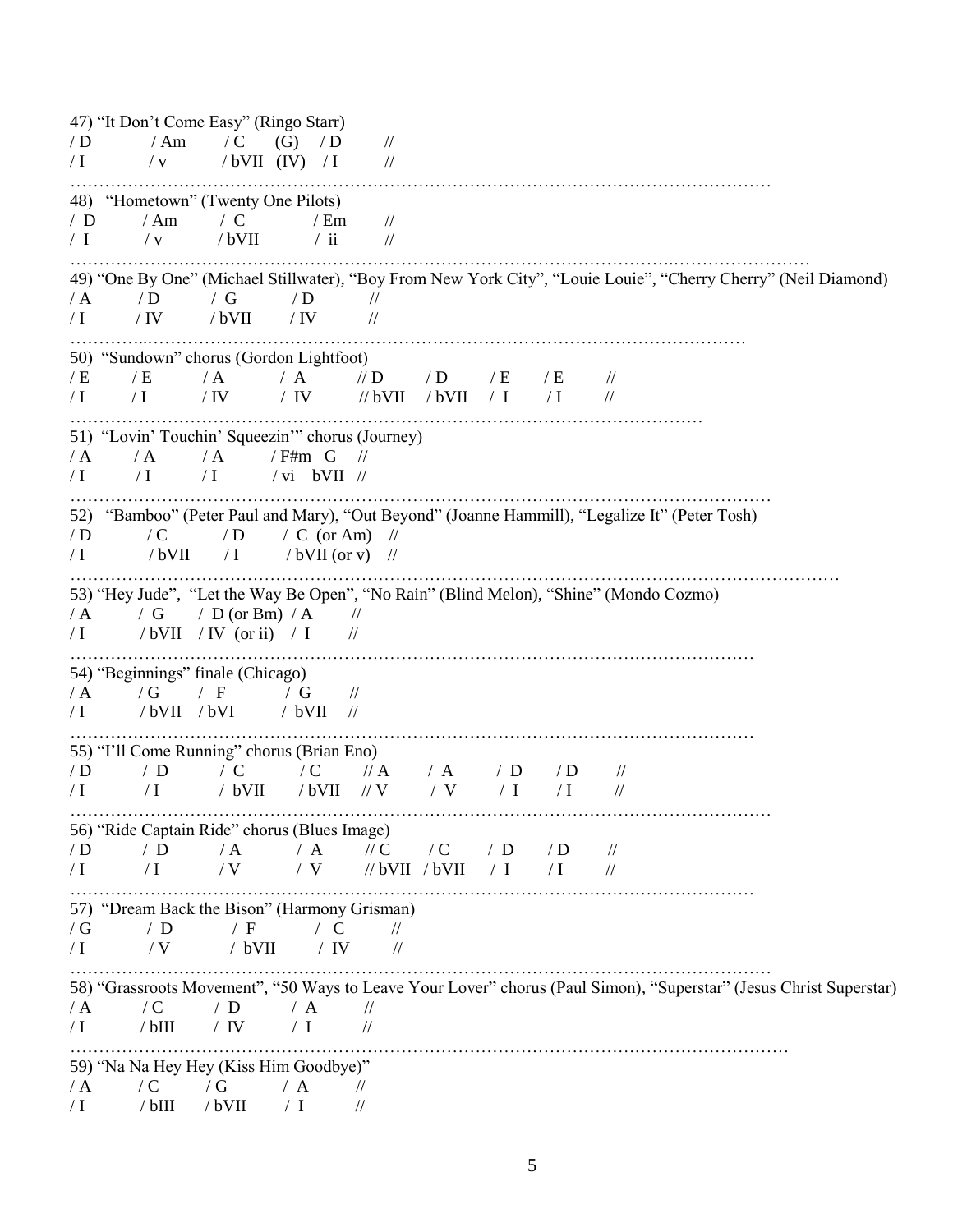47) "It Don't Come Easy" (Ringo Starr)

```
/ D        / Am       / C    (G)    / D      //
/ I        / v        / bVII (IV)   / I      //
```

……………………………………………………………………………………………………………

48) "Hometown" (Twenty One Pilots)

```
/ D        / Am       / C        / Em     //
/ I        / v        / bVII     / ii     //
```

……………………………………………………………………………………………………………

49) "One By One" (Michael Stillwater), "Boy From New York City", "Louie Louie", "Cherry Cherry" (Neil Diamond)

```
/ A        / D        / G        / D      //
/ I        / IV       / bVII     / IV     //
```

……………………………………………………………………………………………………………

50) "Sundown" chorus (Gordon Lightfoot)

```
/ E     / E     / A     / A     // D      / D      / E    / E    //
/ I     / I     / IV    / IV    // bVII   / bVII   / I    / I    //
```

……………………………………………………………………………………………………………

51) "Lovin' Touchin' Squeezin'" chorus (Journey)

```
/ A      / A      / A      / F#m  G     //
/ I      / I      / I      / vi   bVII  //
```

……………………………………………………………………………………………………………

52) "Bamboo" (Peter Paul and Mary), "Out Beyond" (Joanne Hammill), "Legalize It" (Peter Tosh)

```
/ D        / C        / D      / C  (or Am)    //
/ I        / bVII     / I      / bVII (or v)   //
```

……………………………………………………………………………………………………………

53) "Hey Jude", "Let the Way Be Open", "No Rain" (Blind Melon), "Shine" (Mondo Cozmo)

```
/ A      / G       / D (or Bm)   / A     //
/ I      / bVII    / IV  (or ii) / I     //
```

……………………………………………………………………………………………………………

54) "Beginnings" finale (Chicago)

```
/ A      / G       / F       / G      //
/ I      / bVII    / bVI     / bVII   //
```

……………………………………………………………………………………………………………

55) "I'll Come Running" chorus (Brian Eno)

```
/ D     / D     / C      / C      // A    / A    / D    / D    //
/ I     / I     / bVII   / bVII   // V    / V    / I    / I    //
```

……………………………………………………………………………………………………………

56) "Ride Captain Ride" chorus (Blues Image)

```
/ D     / D     / A     / A     // C      / C      / D    / D    //
/ I     / I     / V     / V     // bVII   / bVII   / I    / I    //
```

……………………………………………………………………………………………………………

57) "Dream Back the Bison" (Harmony Grisman)

```
/ G        / D        / F        / C      //
/ I        / V        / bVII     / IV     //
```

……………………………………………………………………………………………………………

58) "Grassroots Movement", "50 Ways to Leave Your Lover" chorus (Paul Simon), "Superstar" (Jesus Christ Superstar)

```
/ A        / C        / D        / A      //
/ I        / bIII     / IV       / I      //
```

……………………………………………………………………………………………………………

59) "Na Na Hey Hey (Kiss Him Goodbye)"

```
/ A        / C        / G        / A      //
/ I        / bIII     / bVII     / I      //
```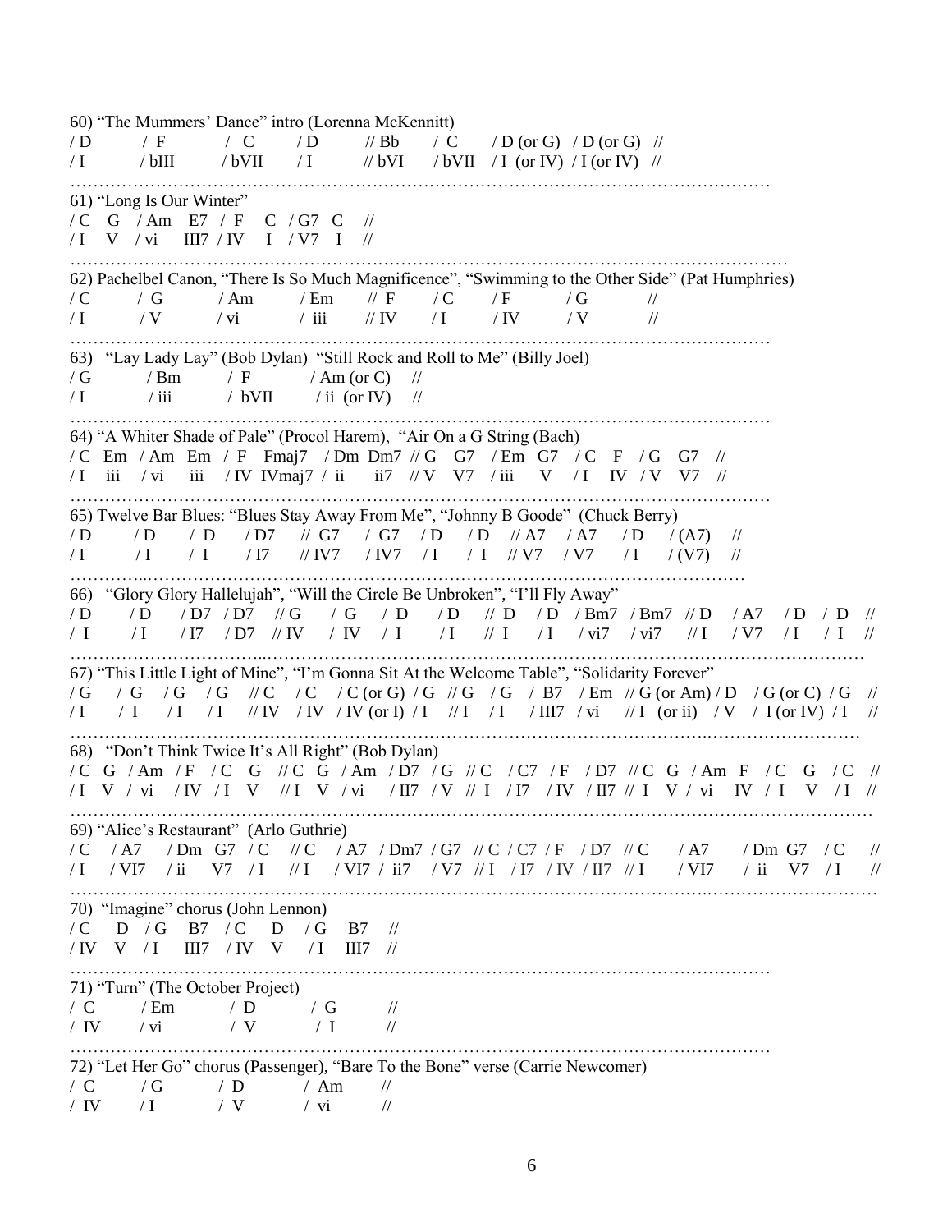60) "The Mummers' Dance" intro (Lorenna McKennitt)

```
/ D        / F        / C       / D       // Bb      / C       / D (or G)  / D (or G)  //
/ I        / bIII     / bVII    / I       // bVI     / bVII    / I (or IV) / I (or IV) //
```

…………………………………………………………………………………………………………………

61) "Long Is Our Winter"

```
/ C   G   / Am   E7   / F   C   / G7  C   //
/ I   V   / vi   III7 / IV  I   / V7  I   //
```

…………………………………………………………………………………………………………………

62) Pachelbel Canon, "There Is So Much Magnificence", "Swimming to the Other Side" (Pat Humphries)

```
/ C      / G      / Am     / Em     // F     / C     / F     / G     //
/ I      / V      / vi     / iii    // IV    / I     / IV    / V     //
```

…………………………………………………………………………………………………………………

63) "Lay Lady Lay" (Bob Dylan) "Still Rock and Roll to Me" (Billy Joel)

```
/ G      / Bm     / F      / Am (or C)   //
/ I      / iii    / bVII   / ii (or IV)  //
```

…………………………………………………………………………………………………………………

64) "A Whiter Shade of Pale" (Procol Harem), "Air On a G String (Bach)

```
/ C  Em  / Am  Em  / F   Fmaj7   / Dm  Dm7 // G   G7  / Em  G7  / C   F   / G   G7  //
/ I  iii / vi  iii / IV  IVmaj7  / ii  ii7 // V   V7  / iii V   / I   IV  / V   V7  //
```

…………………………………………………………………………………………………………………

65) Twelve Bar Blues: "Blues Stay Away From Me", "Johnny B Goode" (Chuck Berry)

```
/ D    / D    / D    / D7   // G7   / G7   / D    / D    // A7   / A7   / D    / (A7)  //
/ I    / I    / I    / I7   // IV7  / IV7  / I    / I    // V7   / V7   / I    / (V7)  //
```

…………………………………………………………………………………………………………………

66) "Glory Glory Hallelujah", "Will the Circle Be Unbroken", "I'll Fly Away"

```
/ D   / D   / D7  / D7  // G   / G   / D   / D   // D   / D   / Bm7  / Bm7  // D   / A7  / D   / D   //
/ I   / I   / I7  / D7  // IV  / IV  / I   / I   // I   / I   / vi7  / vi7  // I   / V7  / I   / I   //
```

…………………………………………………………………………………………………………………

67) "This Little Light of Mine", "I'm Gonna Sit At the Welcome Table", "Solidarity Forever"

```
/ G  / G  / G  / G  // C   / C   / C (or G)  / G  // G  / G  / B7    / Em  // G (or Am)  / D  / G (or C)  / G  //
/ I  / I  / I  / I  // IV  / IV  / IV (or I) / I  // I  / I  / III7  / vi  // I  (or ii) / V  / I (or IV) / I  //
```

…………………………………………………………………………………………………………………

68) "Don't Think Twice It's All Right" (Bob Dylan)

```
/ C  G  / Am  / F   / C  G  // C  G  / Am  / D7   / G  // C  / C7  / F   / D7   // C  G  / Am  F   / C  G  / C  //
/ I  V  / vi  / IV  / I  V  // I  V  / vi  / II7  / V  // I  / I7  / IV  / II7  // I  V  / vi  IV  / I  V  / I  //
```

…………………………………………………………………………………………………………………

69) "Alice's Restaurant" (Arlo Guthrie)

```
/ C  / A7   / Dm  G7  / C  // C  / A7   / Dm7  / G7  // C  / C7  / F   / D7   // C   / A7    / Dm  G7  / C  //
/ I  / VI7  / ii  V7  / I  // I  / VI7  / ii7  / V7  // I  / I7  / IV  / II7  // I   / VI7   / ii  V7  / I  //
```

…………………………………………………………………………………………………………………

70) "Imagine" chorus (John Lennon)

```
/ C   D  / G  B7   / C   D  / G  B7   //
/ IV  V  / I  III7 / IV  V  / I  III7 //
```

…………………………………………………………………………………………………………………

71) "Turn" (The October Project)

```
/ C     / Em    / D     / G     //
/ IV    / vi    / V     / I     //
```

…………………………………………………………………………………………………………………

72) "Let Her Go" chorus (Passenger), "Bare To the Bone" verse (Carrie Newcomer)

```
/ C     / G     / D     / Am    //
/ IV    / I     / V     / vi    //
```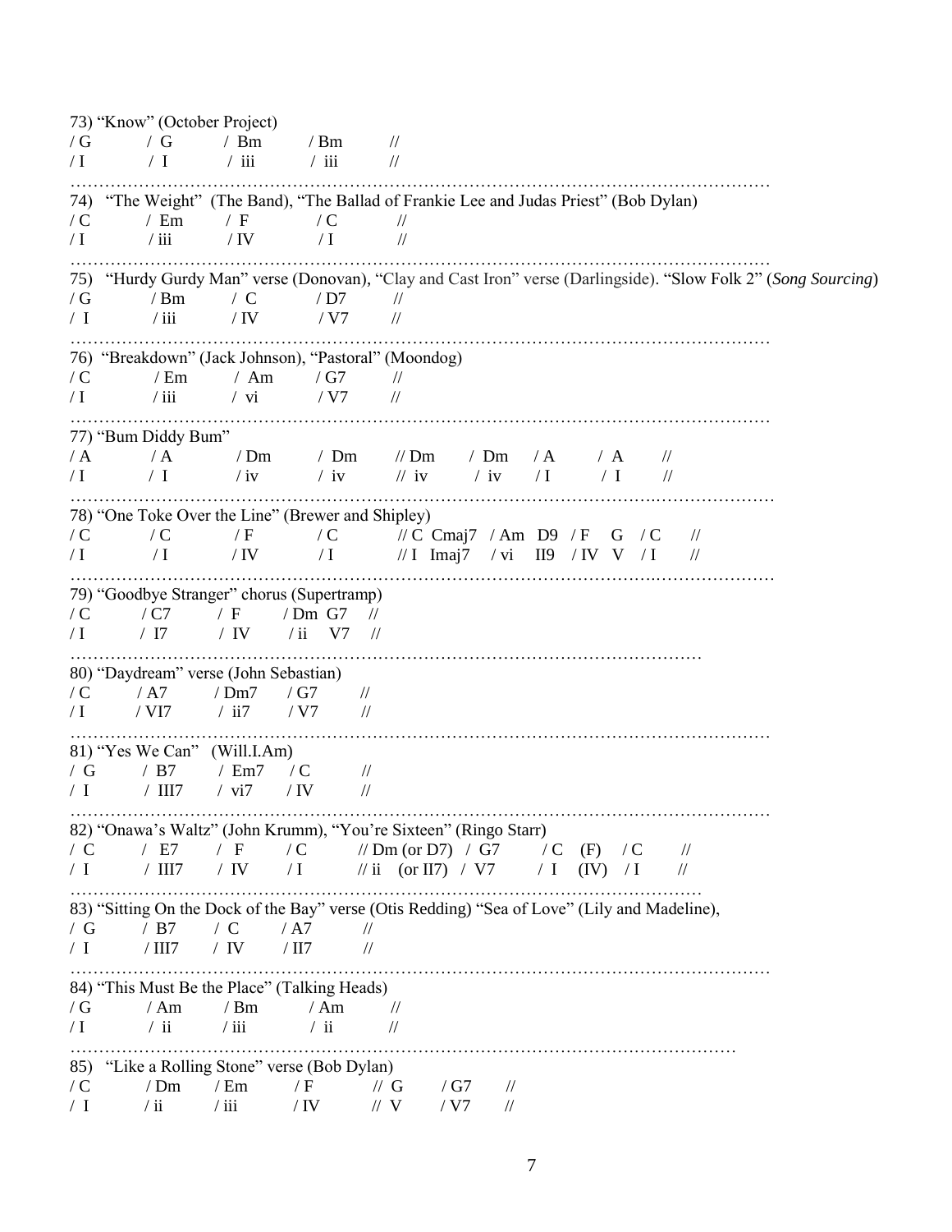73) "Know" (October Project)

```
/ G      / G      / Bm      / Bm      //
/ I      / I      / iii     / iii     //
```

…………………………………………………………………………………………………………

74) "The Weight" (The Band), "The Ballad of Frankie Lee and Judas Priest" (Bob Dylan)

```
/ C      / Em     / F      / C      //
/ I      / iii    / IV     / I      //
```

…………………………………………………………………………………………………………

75) "Hurdy Gurdy Man" verse (Donovan), "Clay and Cast Iron" verse (Darlingside). "Slow Folk 2" (*Song Sourcing*)

```
/ G      / Bm     / C      / D7     //
/ I      / iii    / IV     / V7     //
```

…………………………………………………………………………………………………………

76) "Breakdown" (Jack Johnson), "Pastoral" (Moondog)

```
/ C      / Em     / Am     / G7     //
/ I      / iii    / vi     / V7     //
```

…………………………………………………………………………………………………………

77) "Bum Diddy Bum"

```
/ A      / A      / Dm     / Dm     // Dm    / Dm    / A     / A     //
/ I      / I      / iv     / iv     // iv    / iv    / I     / I     //
```

…………………………………………………………………………………………………………

78) "One Toke Over the Line" (Brewer and Shipley)

```
/ C      / C      / F      / C      // C  Cmaj7   / Am  D9   / F  G   / C   //
/ I      / I      / IV     / I      // I  Imaj7   / vi  II9  / IV V   / I   //
```

…………………………………………………………………………………………………………

79) "Goodbye Stranger" chorus (Supertramp)

```
/ C      / C7     / F      / Dm  G7   //
/ I      / I7     / IV     / ii  V7   //
```

…………………………………………………………………………………………………………

80) "Daydream" verse (John Sebastian)

```
/ C      / A7     / Dm7    / G7     //
/ I      / VI7    / ii7    / V7     //
```

…………………………………………………………………………………………………………

81) "Yes We Can" (Will.I.Am)

```
/ G      / B7     / Em7    / C      //
/ I      / III7   / vi7    / IV     //
```

…………………………………………………………………………………………………………

82) "Onawa's Waltz" (John Krumm), "You're Sixteen" (Ringo Starr)

```
/ C      / E7     / F      / C      // Dm (or D7)   / G7    / C  (F)    / C   //
/ I      / III7   / IV     / I      // ii (or II7)  / V7    / I  (IV)   / I   //
```

…………………………………………………………………………………………………………

83) "Sitting On the Dock of the Bay" verse (Otis Redding) "Sea of Love" (Lily and Madeline),

```
/ G      / B7     / C      / A7     //
/ I      / III7   / IV     / II7    //
```

…………………………………………………………………………………………………………

84) "This Must Be the Place" (Talking Heads)

```
/ G      / Am     / Bm     / Am     //
/ I      / ii     / iii    / ii     //
```

…………………………………………………………………………………………………………

85) "Like a Rolling Stone" verse (Bob Dylan)

```
/ C      / Dm     / Em     / F      // G     / G7    //
/ I      / ii     / iii    / IV     // V     / V7    //
```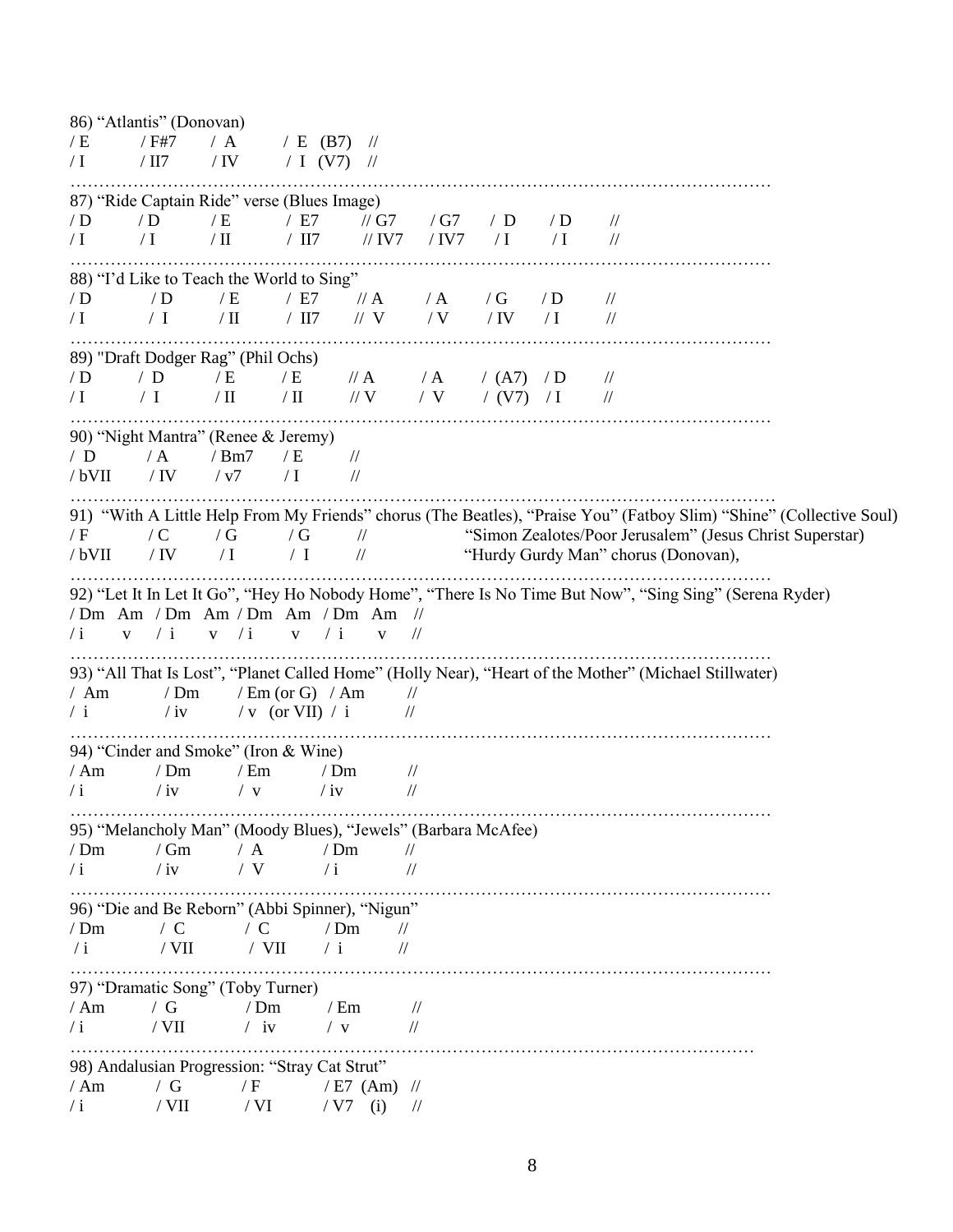86) "Atlantis" (Donovan)

```
/ E      / F#7    / A      / E  (B7)  //
/ I      / II7    / IV     / I  (V7)  //
```

……………………………………………………………………………………………………………

87) "Ride Captain Ride" verse (Blues Image)

```
/ D    / D    / E    / E7    // G7    / G7    / D    / D    //
/ I    / I    / II   / II7   // IV7   / IV7   / I    / I    //
```

……………………………………………………………………………………………………………

88) "I'd Like to Teach the World to Sing"

```
/ D    / D    / E    / E7    // A    / A    / G    / D    //
/ I    / I    / II   / II7   // V    / V    / IV   / I    //
```

……………………………………………………………………………………………………………

89) "Draft Dodger Rag" (Phil Ochs)

```
/ D    / D    / E    / E    // A    / A    / (A7)   / D    //
/ I    / I    / II   / II   // V    / V    / (V7)   / I    //
```

……………………………………………………………………………………………………………

90) "Night Mantra" (Renee & Jeremy)

```
/ D      / A     / Bm7    / E    //
/ bVII   / IV    / v7     / I    //
```

……………………………………………………………………………………………………………

91) "With A Little Help From My Friends" chorus (The Beatles), "Praise You" (Fatboy Slim) "Shine" (Collective Soul)

```
/ F      / C     / G    / G    //
/ bVII   / IV    / I    / I    //
```

"Simon Zealotes/Poor Jerusalem" (Jesus Christ Superstar)
"Hurdy Gurdy Man" chorus (Donovan),

……………………………………………………………………………………………………………

92) "Let It In Let It Go", "Hey Ho Nobody Home", "There Is No Time But Now", "Sing Sing" (Serena Ryder)

```
/ Dm  Am  / Dm  Am  / Dm  Am  / Dm  Am  //
/ i   v   / i   v   / i   v   / i   v   //
```

……………………………………………………………………………………………………………

93) "All That Is Lost", "Planet Called Home" (Holly Near), "Heart of the Mother" (Michael Stillwater)

```
/ Am    / Dm    / Em (or G)    / Am    //
/ i     / iv    / v  (or VII)  / i     //
```

……………………………………………………………………………………………………………

94) "Cinder and Smoke" (Iron & Wine)

```
/ Am    / Dm    / Em    / Dm    //
/ i     / iv    / v     / iv    //
```

……………………………………………………………………………………………………………

95) "Melancholy Man" (Moody Blues), "Jewels" (Barbara McAfee)

```
/ Dm    / Gm    / A    / Dm    //
/ i     / iv    / V    / i     //
```

……………………………………………………………………………………………………………

96) "Die and Be Reborn" (Abbi Spinner), "Nigun"

```
/ Dm    / C      / C      / Dm    //
/ i     / VII    / VII    / i     //
```

……………………………………………………………………………………………………………

97) "Dramatic Song" (Toby Turner)

```
/ Am    / G      / Dm    / Em    //
/ i     / VII    / iv    / v     //
```

……………………………………………………………………………………………………………

98) Andalusian Progression: "Stray Cat Strut"

```
/ Am    / G      / F     / E7  (Am)  //
/ i     / VII    / VI    / V7  (i)   //
```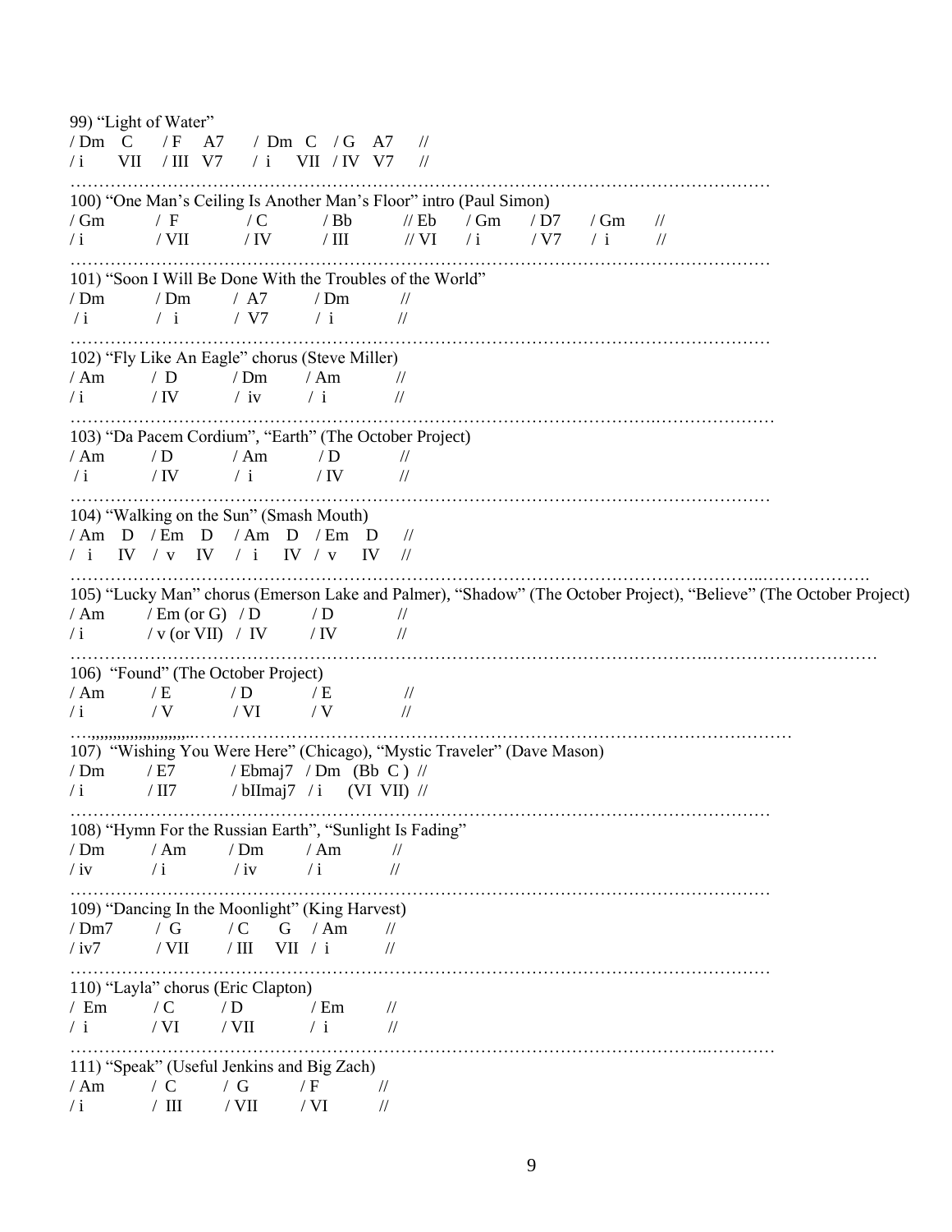99) "Light of Water"

```
/ Dm   C    / F   A7    / Dm  C   / G   A7    //
/ i    VII  / III V7    / i   VII / IV  V7    //
```

100) "One Man's Ceiling Is Another Man's Floor" intro (Paul Simon)

```
/ Gm    / F     / C     / Bb    // Eb   / Gm   / D7   / Gm   //
/ i     / VII   / IV    / III   // VI   / i    / V7   / i    //
```

101) "Soon I Will Be Done With the Troubles of the World"

```
/ Dm    / Dm    / A7    / Dm    //
/ i     / i     / V7    / i     //
```

102) "Fly Like An Eagle" chorus (Steve Miller)

```
/ Am    / D     / Dm    / Am    //
/ i     / IV    / iv    / i     //
```

103) "Da Pacem Cordium", "Earth" (The October Project)

```
/ Am    / D     / Am    / D     //
/ i     / IV    / i     / IV    //
```

104) "Walking on the Sun" (Smash Mouth)

```
/ Am  D   / Em  D   / Am  D   / Em  D   //
/ i   IV  / v   IV  / i   IV  / v   IV  //
```

105) "Lucky Man" chorus (Emerson Lake and Palmer), "Shadow" (The October Project), "Believe" (The October Project)

```
/ Am    / Em (or G)    / D     / D     //
/ i     / v (or VII)   / IV    / IV    //
```

106) "Found" (The October Project)

```
/ Am    / E     / D     / E     //
/ i     / V     / VI    / V     //
```

107) "Wishing You Were Here" (Chicago), "Mystic Traveler" (Dave Mason)

```
/ Dm    / E7    / Ebmaj7    / Dm   (Bb  C )  //
/ i     / II7   / bIImaj7   / i    (VI  VII) //
```

108) "Hymn For the Russian Earth", "Sunlight Is Fading"

```
/ Dm    / Am    / Dm    / Am    //
/ iv    / i     / iv    / i     //
```

109) "Dancing In the Moonlight" (King Harvest)

```
/ Dm7   / G     / C    G    / Am   //
/ iv7   / VII   / III  VII  / i    //
```

110) "Layla" chorus (Eric Clapton)

```
/ Em    / C     / D     / Em    //
/ i     / VI    / VII   / i     //
```

111) "Speak" (Useful Jenkins and Big Zach)

```
/ Am    / C     / G     / F     //
/ i     / III   / VII   / VI    //
```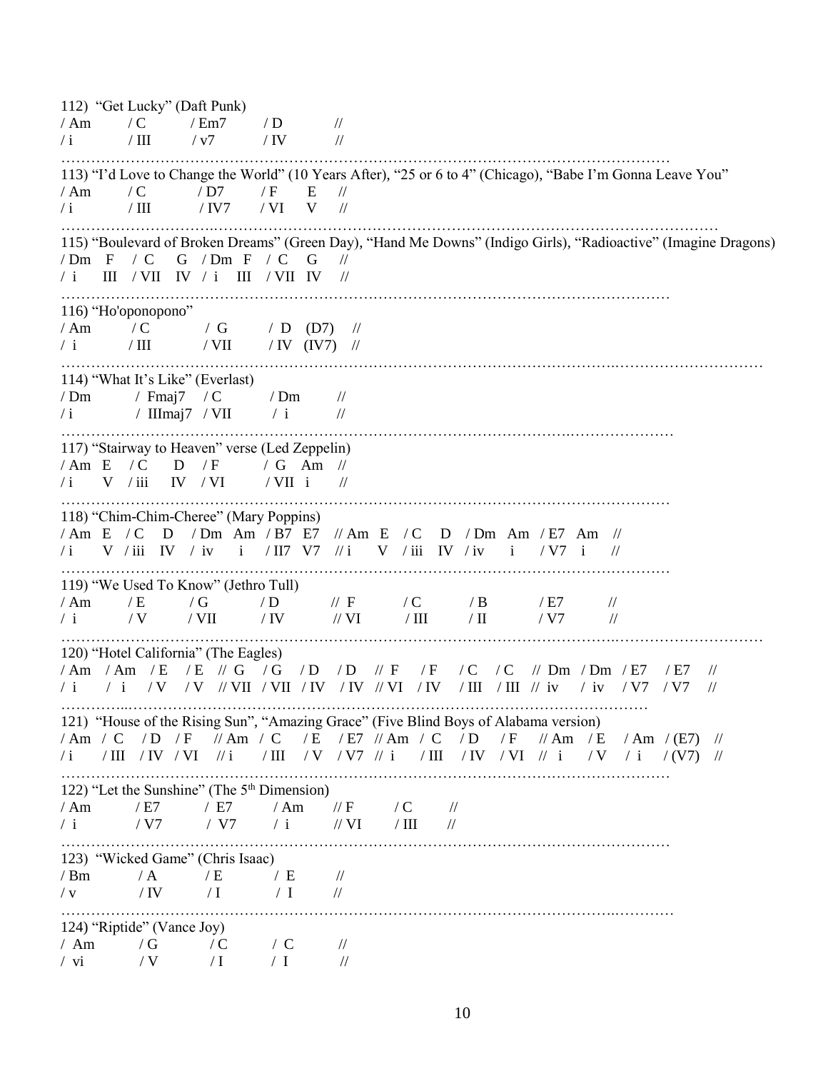112) "Get Lucky" (Daft Punk)

```
/ Am     / C      / Em7     / D      //
/ i      / III    / v7      / IV     //
```

……………………………………………………………………………………………………………

113) "I'd Love to Change the World" (10 Years After), "25 or 6 to 4" (Chicago), "Babe I'm Gonna Leave You"

```
/ Am     / C      / D7      / F    E    //
/ i      / III    / IV7     / VI   V    //
```

……………………………………………………………………………………………………………

115) "Boulevard of Broken Dreams" (Green Day), "Hand Me Downs" (Indigo Girls), "Radioactive" (Imagine Dragons)

```
/ Dm  F   / C    G   / Dm  F   / C    G   //
/ i   III / VII  IV  / i   III / VII  IV  //
```

……………………………………………………………………………………………………………

116) "Ho'oponopono"

```
/ Am     / C      / G      / D   (D7)    //
/ i      / III    / VII    / IV  (IV7)   //
```

……………………………………………………………………………………………………………

114) "What It's Like" (Everlast)

```
/ Dm     / Fmaj7     / C      / Dm     //
/ i      / IIImaj7   / VII    / i      //
```

……………………………………………………………………………………………………………

117) "Stairway to Heaven" verse (Led Zeppelin)

```
/ Am  E   / C    D    / F      / G    Am   //
/ i   V   / iii  IV   / VI     / VII  i    //
```

……………………………………………………………………………………………………………

118) "Chim-Chim-Cheree" (Mary Poppins)

```
/ Am  E   / C    D    / Dm  Am   / B7   E7   // Am  E   / C    D    / Dm  Am   / E7  Am   //
/ i   V   / iii  IV   / iv  i    / II7  V7   // i   V   / iii  IV   / iv  i    / V7  i    //
```

……………………………………………………………………………………………………………

119) "We Used To Know" (Jethro Tull)

```
/ Am     / E      / G      / D      // F      / C      / B      / E7     //
/ i      / V      / VII    / IV     // VI     / III    / II     / V7     //
```

……………………………………………………………………………………………………………

120) "Hotel California" (The Eagles)

```
/ Am  / Am  / E   / E   // G    / G    / D    / D    // F    / F    / C    / C    // Dm  / Dm  / E7  / E7  //
/ i   / i   / V   / V   // VII  / VII  / IV   / IV   // VI   / IV   / III  / III  // iv  / iv  / V7  / V7  //
```

……………………………………………………………………………………………………………

121) "House of the Rising Sun", "Amazing Grace" (Five Blind Boys of Alabama version)

```
/ Am  / C    / D    / F    // Am  / C    / E   / E7  // Am  / C    / D    / F    // Am  / E   / Am  / (E7)  //
/ i   / III  / IV   / VI   // i   / III  / V   / V7  // i   / III  / IV   / VI   // i   / V   / i   / (V7)  //
```

……………………………………………………………………………………………………………

122) "Let the Sunshine" (The 5th Dimension)

```
/ Am     / E7     / E7     / Am     // F     / C      //
/ i      / V7     / V7     / i      // VI    / III    //
```

……………………………………………………………………………………………………………

123) "Wicked Game" (Chris Isaac)

```
/ Bm     / A      / E      / E      //
/ v      / IV     / I      / I      //
```

……………………………………………………………………………………………………………

124) "Riptide" (Vance Joy)

```
/ Am     / G      / C      / C      //
/ vi     / V      / I      / I      //
```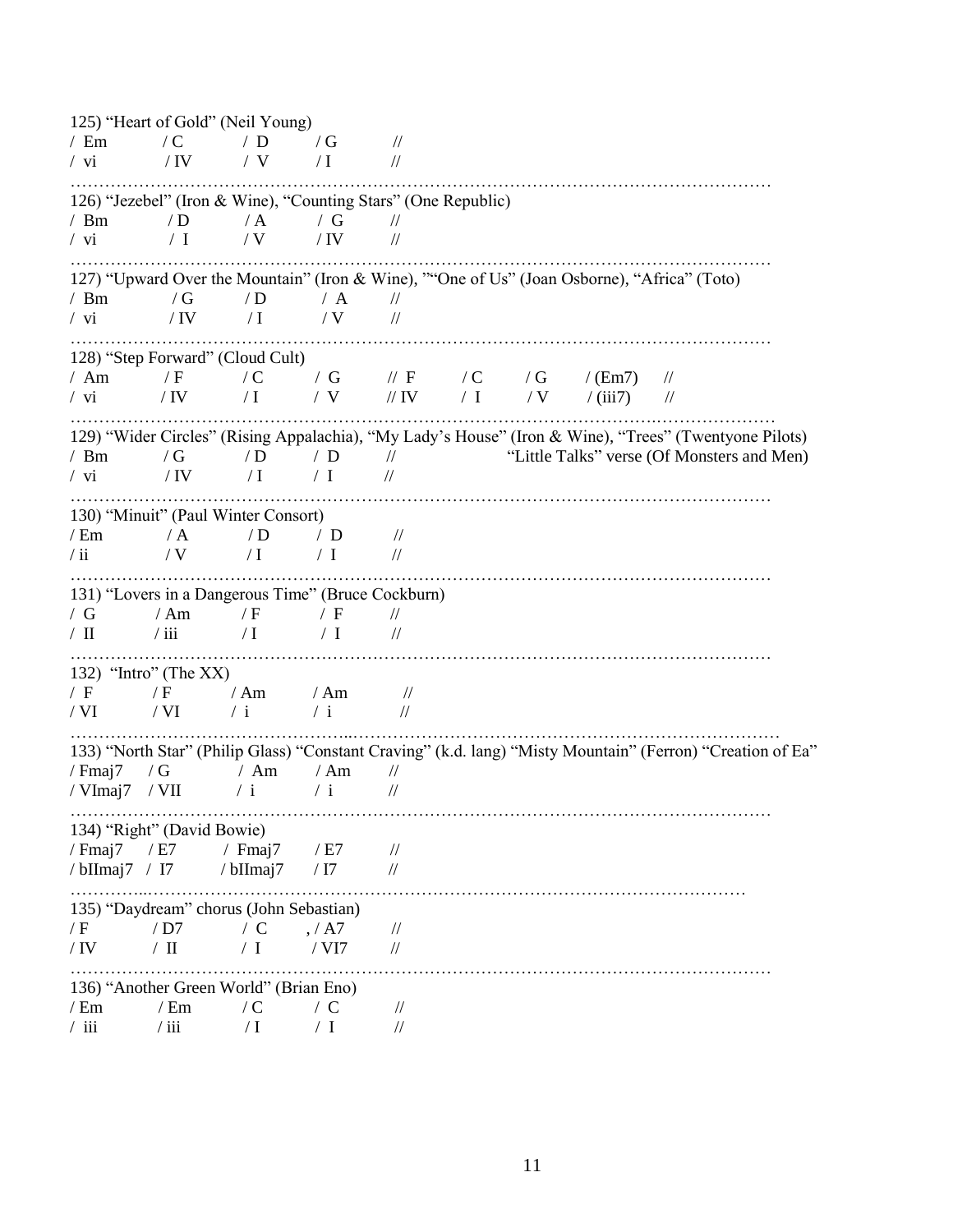125) "Heart of Gold" (Neil Young)

/ Em / C / D / G //
/ vi / IV / V / I //

……………………………………………………………………………………………………

126) "Jezebel" (Iron & Wine), "Counting Stars" (One Republic)

/ Bm / D / A / G //
/ vi / I / V / IV //

……………………………………………………………………………………………………

127) "Upward Over the Mountain" (Iron & Wine), ""One of Us" (Joan Osborne), "Africa" (Toto)

/ Bm / G / D / A //
/ vi / IV / I / V //

……………………………………………………………………………………………………

128) "Step Forward" (Cloud Cult)

/ Am / F / C / G // F / C / G / (Em7) //
/ vi / IV / I / V // IV / I / V / (iii7) //

……………………………………………………………………………………………………

129) "Wider Circles" (Rising Appalachia), "My Lady's House" (Iron & Wine), "Trees" (Twentyone Pilots) "Little Talks" verse (Of Monsters and Men)

/ Bm / G / D / D //
/ vi / IV / I / I //

……………………………………………………………………………………………………

130) "Minuit" (Paul Winter Consort)

/ Em / A / D / D //
/ ii / V / I / I //

……………………………………………………………………………………………………

131) "Lovers in a Dangerous Time" (Bruce Cockburn)

/ G / Am / F / F //
/ II / iii / I / I //

……………………………………………………………………………………………………

132) "Intro" (The XX)

/ F / F / Am / Am //
/ VI / VI / i / i //

……………………………………………………………………………………………………

133) "North Star" (Philip Glass) "Constant Craving" (k.d. lang) "Misty Mountain" (Ferron) "Creation of Ea"

/ Fmaj7 / G / Am / Am //
/ VImaj7 / VII / i / i //

……………………………………………………………………………………………………

134) "Right" (David Bowie)

/ Fmaj7 / E7 / Fmaj7 / E7 //
/ bIImaj7 / I7 / bIImaj7 / I7 //

……………………………………………………………………………………………………

135) "Daydream" chorus (John Sebastian)

/ F / D7 / C , / A7 //
/ IV / II / I / VI7 //

……………………………………………………………………………………………………

136) "Another Green World" (Brian Eno)

/ Em / Em / C / C //
/ iii / iii / I / I //